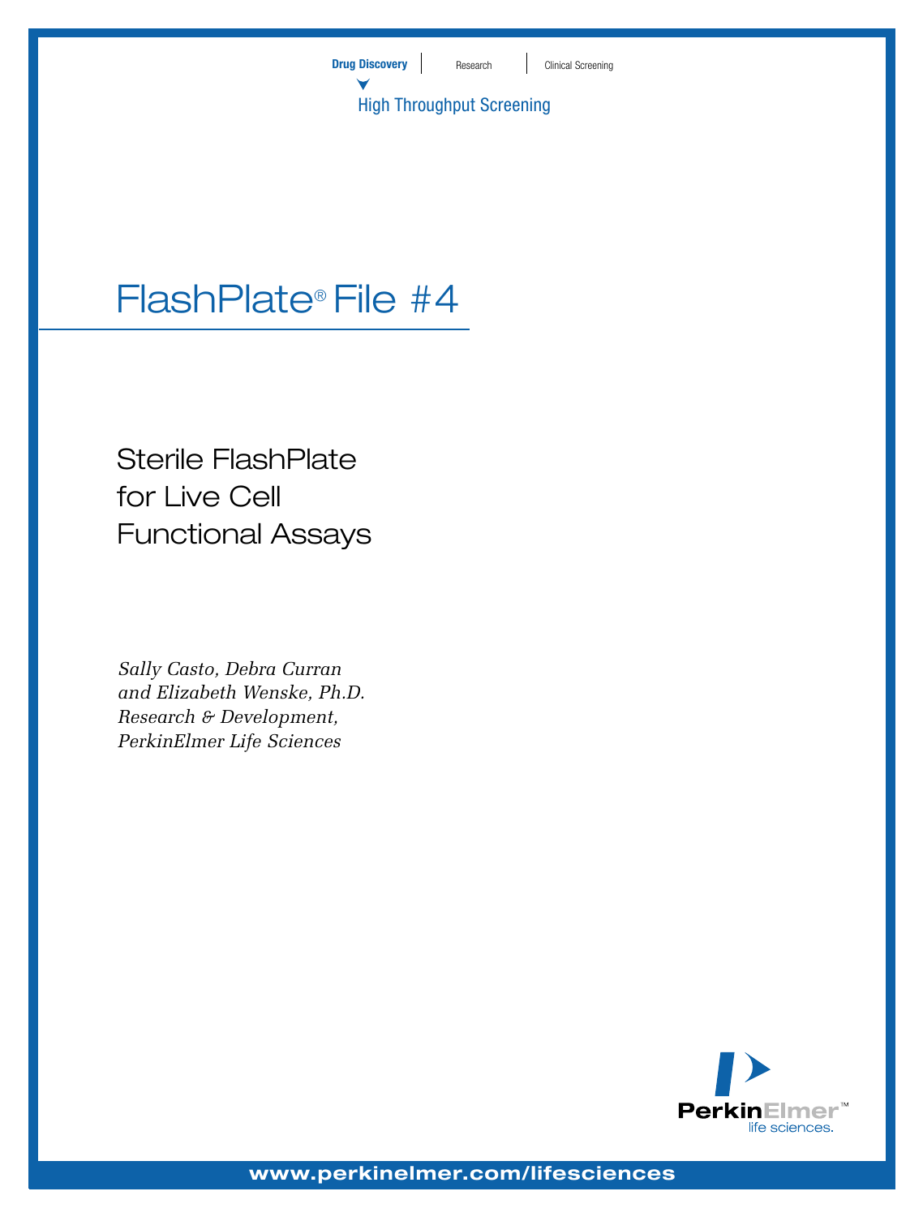Drug Discovery | Research | Clinical Screening

High Throughput Screening

# FlashPlate® File #4

## Sterile FlashPlate for Live Cell Functional Assays

*Sally Casto, Debra Curran and Elizabeth Wenske, Ph.D.*
*Research & Development,*
*PerkinElmer Life Sciences*

PerkinElmer™ life sciences.

www.perkinelmer.com/lifesciences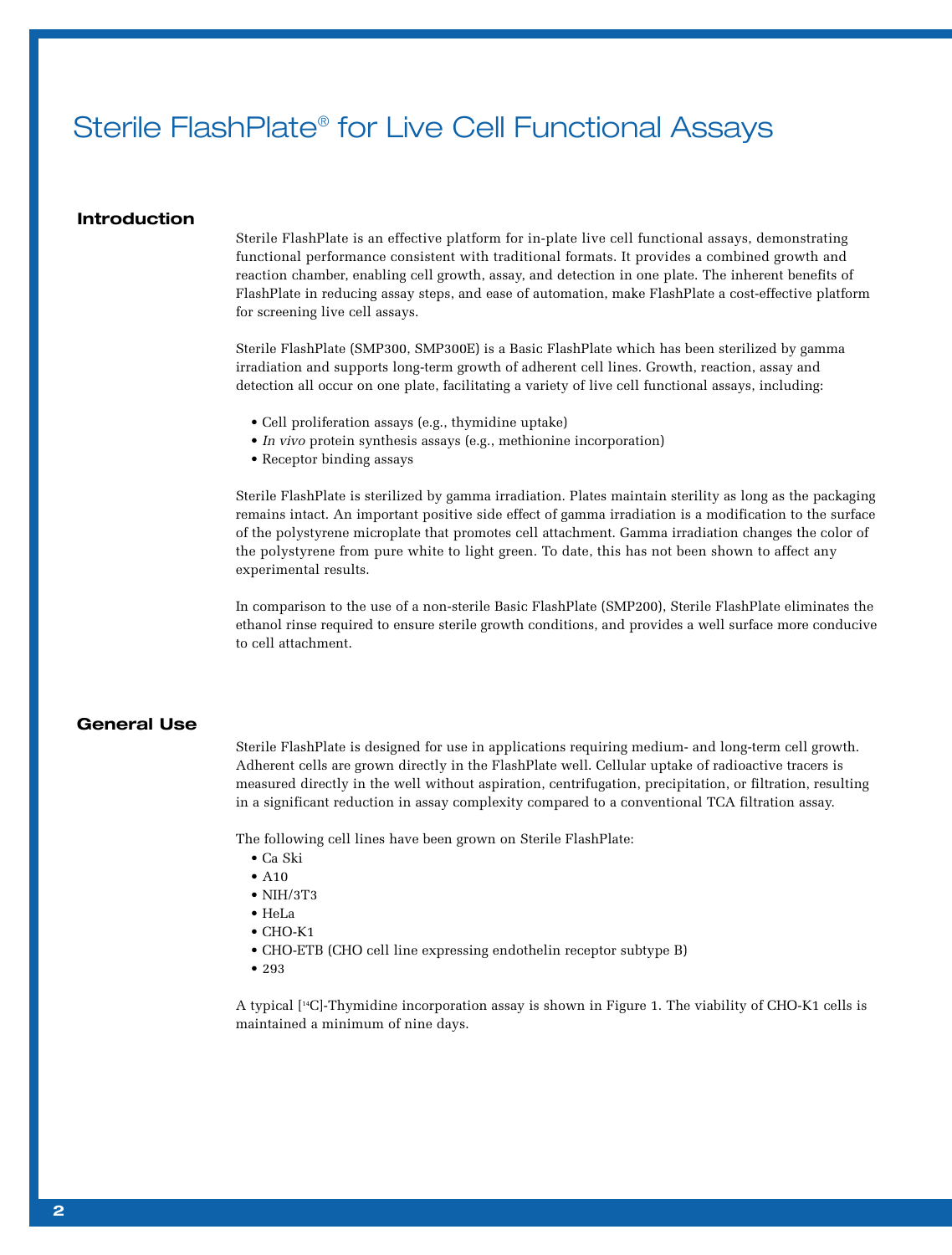# Sterile FlashPlate® for Live Cell Functional Assays

## Introduction

Sterile FlashPlate is an effective platform for in-plate live cell functional assays, demonstrating functional performance consistent with traditional formats. It provides a combined growth and reaction chamber, enabling cell growth, assay, and detection in one plate. The inherent benefits of FlashPlate in reducing assay steps, and ease of automation, make FlashPlate a cost-effective platform for screening live cell assays.

Sterile FlashPlate (SMP300, SMP300E) is a Basic FlashPlate which has been sterilized by gamma irradiation and supports long-term growth of adherent cell lines. Growth, reaction, assay and detection all occur on one plate, facilitating a variety of live cell functional assays, including:

- Cell proliferation assays (e.g., thymidine uptake)
- *In vivo* protein synthesis assays (e.g., methionine incorporation)
- Receptor binding assays

Sterile FlashPlate is sterilized by gamma irradiation. Plates maintain sterility as long as the packaging remains intact. An important positive side effect of gamma irradiation is a modification to the surface of the polystyrene microplate that promotes cell attachment. Gamma irradiation changes the color of the polystyrene from pure white to light green. To date, this has not been shown to affect any experimental results.

In comparison to the use of a non-sterile Basic FlashPlate (SMP200), Sterile FlashPlate eliminates the ethanol rinse required to ensure sterile growth conditions, and provides a well surface more conducive to cell attachment.

## General Use

Sterile FlashPlate is designed for use in applications requiring medium- and long-term cell growth. Adherent cells are grown directly in the FlashPlate well. Cellular uptake of radioactive tracers is measured directly in the well without aspiration, centrifugation, precipitation, or filtration, resulting in a significant reduction in assay complexity compared to a conventional TCA filtration assay.

The following cell lines have been grown on Sterile FlashPlate:

- Ca Ski
- A10
- NIH/3T3
- HeLa
- CHO-K1
- CHO-ETB (CHO cell line expressing endothelin receptor subtype B)
- 293

A typical [$^{14}$C]-Thymidine incorporation assay is shown in Figure 1. The viability of CHO-K1 cells is maintained a minimum of nine days.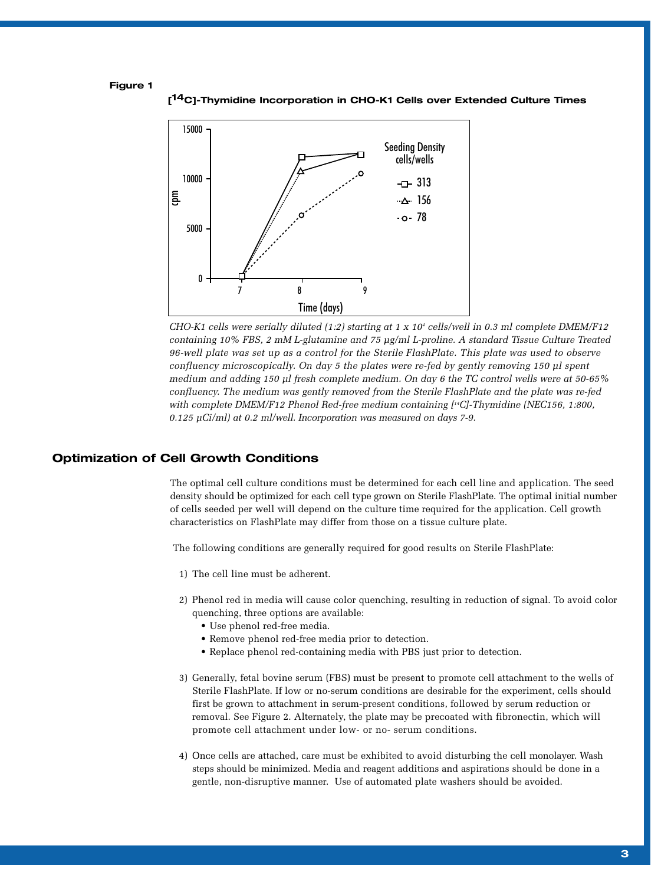**Figure 1**

**[$^{14}$C]-Thymidine Incorporation in CHO-K1 Cells over Extended Culture Times**

*CHO-K1 cells were serially diluted (1:2) starting at 1 x $10^4$ cells/well in 0.3 ml complete DMEM/F12 containing 10% FBS, 2 mM L-glutamine and 75 µg/ml L-proline. A standard Tissue Culture Treated 96-well plate was set up as a control for the Sterile FlashPlate. This plate was used to observe confluency microscopically. On day 5 the plates were re-fed by gently removing 150 µl spent medium and adding 150 µl fresh complete medium. On day 6 the TC control wells were at 50-65% confluency. The medium was gently removed from the Sterile FlashPlate and the plate was re-fed with complete DMEM/F12 Phenol Red-free medium containing [$^{14}$C]-Thymidine (NEC156, 1:800, 0.125 µCi/ml) at 0.2 ml/well. Incorporation was measured on days 7-9.*

## Optimization of Cell Growth Conditions

The optimal cell culture conditions must be determined for each cell line and application. The seed density should be optimized for each cell type grown on Sterile FlashPlate. The optimal initial number of cells seeded per well will depend on the culture time required for the application. Cell growth characteristics on FlashPlate may differ from those on a tissue culture plate.

The following conditions are generally required for good results on Sterile FlashPlate:

1) The cell line must be adherent.

2) Phenol red in media will cause color quenching, resulting in reduction of signal. To avoid color quenching, three options are available:
   - Use phenol red-free media.
   - Remove phenol red-free media prior to detection.
   - Replace phenol red-containing media with PBS just prior to detection.

3) Generally, fetal bovine serum (FBS) must be present to promote cell attachment to the wells of Sterile FlashPlate. If low or no-serum conditions are desirable for the experiment, cells should first be grown to attachment in serum-present conditions, followed by serum reduction or removal. See Figure 2. Alternately, the plate may be precoated with fibronectin, which will promote cell attachment under low- or no- serum conditions.

4) Once cells are attached, care must be exhibited to avoid disturbing the cell monolayer. Wash steps should be minimized. Media and reagent additions and aspirations should be done in a gentle, non-disruptive manner. Use of automated plate washers should be avoided.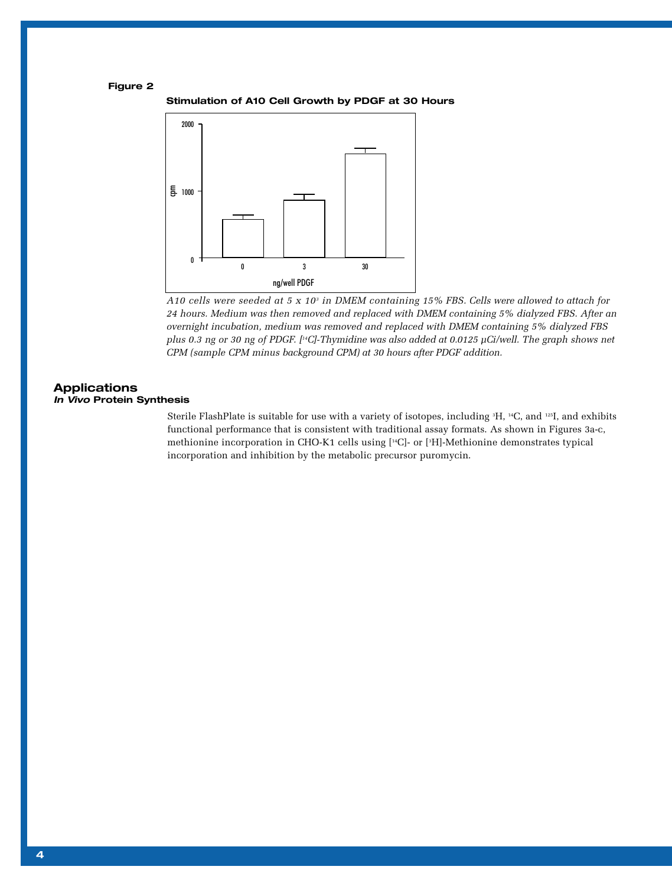**Figure 2**

**Stimulation of A10 Cell Growth by PDGF at 30 Hours**

*A10 cells were seeded at 5 x $10^3$ in DMEM containing 15% FBS. Cells were allowed to attach for 24 hours. Medium was then removed and replaced with DMEM containing 5% dialyzed FBS. After an overnight incubation, medium was removed and replaced with DMEM containing 5% dialyzed FBS plus 0.3 ng or 30 ng of PDGF. [$^{14}$C]-Thymidine was also added at 0.0125 µCi/well. The graph shows net CPM (sample CPM minus background CPM) at 30 hours after PDGF addition.*

## Applications

### *In Vivo* Protein Synthesis

Sterile FlashPlate is suitable for use with a variety of isotopes, including $^{3}$H, $^{14}$C, and $^{125}$I, and exhibits functional performance that is consistent with traditional assay formats. As shown in Figures 3a-c, methionine incorporation in CHO-K1 cells using [$^{14}$C]- or [$^{3}$H]-Methionine demonstrates typical incorporation and inhibition by the metabolic precursor puromycin.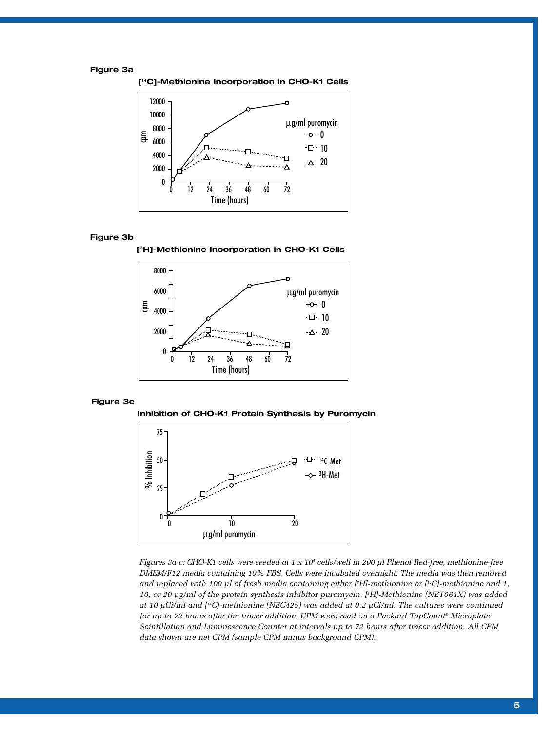**Figure 3a**

**[$^{14}$C]-Methionine Incorporation in CHO-K1 Cells**

**Figure 3b**

**[$^{3}$H]-Methionine Incorporation in CHO-K1 Cells**

**Figure 3c**

**Inhibition of CHO-K1 Protein Synthesis by Puromycin**

*Figures 3a-c: CHO-K1 cells were seeded at 1 x 10$^{4}$ cells/well in 200 µl Phenol Red-free, methionine-free DMEM/F12 media containing 10% FBS. Cells were incubated overnight. The media was then removed and replaced with 100 µl of fresh media containing either [$^{3}$H]-methionine or [$^{14}$C]-methionine and 1, 10, or 20 µg/ml of the protein synthesis inhibitor puromycin. [$^{3}$H]-Methionine (NET061X) was added at 10 µCi/ml and [$^{14}$C]-methionine (NEC425) was added at 0.2 µCi/ml. The cultures were continued for up to 72 hours after the tracer addition. CPM were read on a Packard TopCount® Microplate Scintillation and Luminescence Counter at intervals up to 72 hours after tracer addition. All CPM data shown are net CPM (sample CPM minus background CPM).*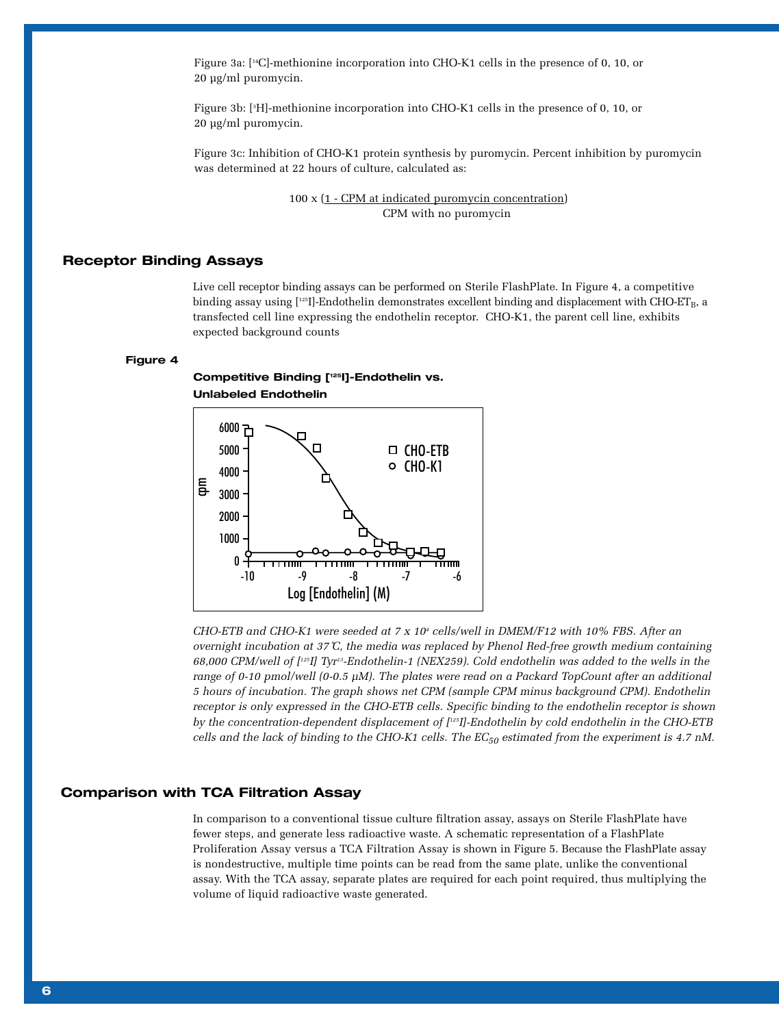Figure 3a: [$^{14}$C]-methionine incorporation into CHO-K1 cells in the presence of 0, 10, or 20 µg/ml puromycin.

Figure 3b: [$^{3}$H]-methionine incorporation into CHO-K1 cells in the presence of 0, 10, or 20 µg/ml puromycin.

Figure 3c: Inhibition of CHO-K1 protein synthesis by puromycin. Percent inhibition by puromycin was determined at 22 hours of culture, calculated as:

$$100 \times \left(1 - \frac{\text{CPM at indicated puromycin concentration}}{\text{CPM with no puromycin}}\right)$$

## Receptor Binding Assays

Live cell receptor binding assays can be performed on Sterile FlashPlate. In Figure 4, a competitive binding assay using [$^{125}$I]-Endothelin demonstrates excellent binding and displacement with CHO-$ET_B$, a transfected cell line expressing the endothelin receptor. CHO-K1, the parent cell line, exhibits expected background counts

**Figure 4**

**Competitive Binding [$^{125}$I]-Endothelin vs. Unlabeled Endothelin**

*CHO-ETB and CHO-K1 were seeded at 7 x 10$^{4}$ cells/well in DMEM/F12 with 10% FBS. After an overnight incubation at 37˚C, the media was replaced by Phenol Red-free growth medium containing 68,000 CPM/well of [$^{125}$I] Tyr$^{13}$-Endothelin-1 (NEX259). Cold endothelin was added to the wells in the range of 0-10 pmol/well (0-0.5 µM). The plates were read on a Packard TopCount after an additional 5 hours of incubation. The graph shows net CPM (sample CPM minus background CPM). Endothelin receptor is only expressed in the CHO-ETB cells. Specific binding to the endothelin receptor is shown by the concentration-dependent displacement of [$^{125}$I]-Endothelin by cold endothelin in the CHO-ETB cells and the lack of binding to the CHO-K1 cells. The $EC_{50}$ estimated from the experiment is 4.7 nM.*

## Comparison with TCA Filtration Assay

In comparison to a conventional tissue culture filtration assay, assays on Sterile FlashPlate have fewer steps, and generate less radioactive waste. A schematic representation of a FlashPlate Proliferation Assay versus a TCA Filtration Assay is shown in Figure 5. Because the FlashPlate assay is nondestructive, multiple time points can be read from the same plate, unlike the conventional assay. With the TCA assay, separate plates are required for each point required, thus multiplying the volume of liquid radioactive waste generated.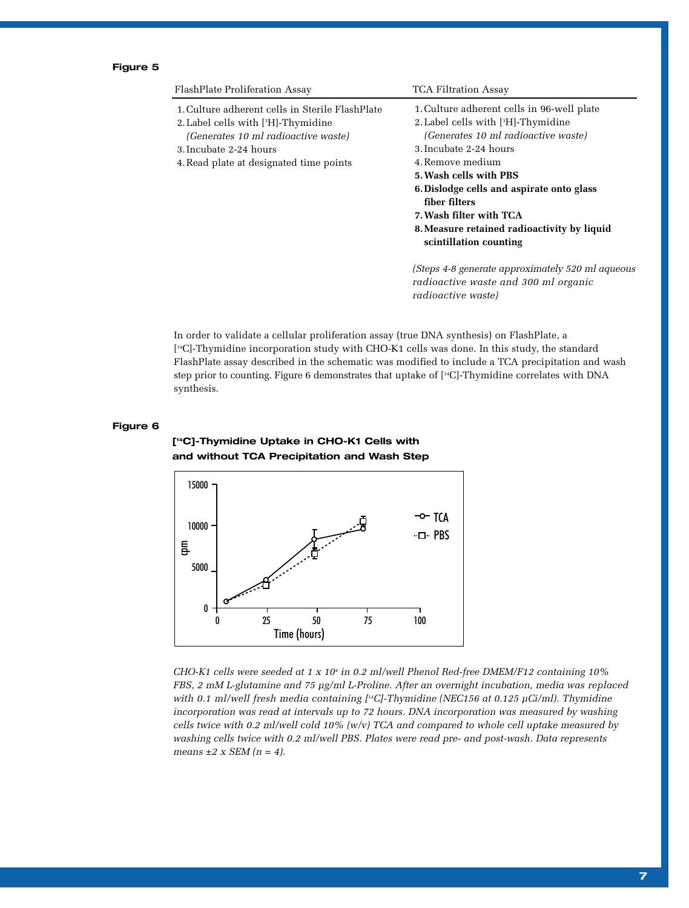**Figure 5**

| FlashPlate Proliferation Assay | TCA Filtration Assay |
|---|---|
| 1. Culture adherent cells in Sterile FlashPlate | 1. Culture adherent cells in 96-well plate |
| 2. Label cells with [$^3$H]-Thymidine *(Generates 10 ml radioactive waste)* | 2. Label cells with [$^3$H]-Thymidine *(Generates 10 ml radioactive waste)* |
| 3. Incubate 2-24 hours | 3. Incubate 2-24 hours |
| 4. Read plate at designated time points | 4. Remove medium |
| | **5. Wash cells with PBS** |
| | **6. Dislodge cells and aspirate onto glass fiber filters** |
| | **7. Wash filter with TCA** |
| | **8. Measure retained radioactivity by liquid scintillation counting** |
| | *(Steps 4-8 generate approximately 520 ml aqueous radioactive waste and 300 ml organic radioactive waste)* |

In order to validate a cellular proliferation assay (true DNA synthesis) on FlashPlate, a [$^{14}$C]-Thymidine incorporation study with CHO-K1 cells was done. In this study, the standard FlashPlate assay described in the schematic was modified to include a TCA precipitation and wash step prior to counting. Figure 6 demonstrates that uptake of [$^{14}$C]-Thymidine correlates with DNA synthesis.

**Figure 6**

**[$^{14}$C]-Thymidine Uptake in CHO-K1 Cells with and without TCA Precipitation and Wash Step**

*CHO-K1 cells were seeded at 1 x 10$^4$ in 0.2 ml/well Phenol Red-free DMEM/F12 containing 10% FBS, 2 mM L-glutamine and 75 µg/ml L-Proline. After an overnight incubation, media was replaced with 0.1 ml/well fresh media containing [$^{14}$C]-Thymidine (NEC156 at 0.125 µCi/ml). Thymidine incorporation was read at intervals up to 72 hours. DNA incorporation was measured by washing cells twice with 0.2 ml/well cold 10% (w/v) TCA and compared to whole cell uptake measured by washing cells twice with 0.2 ml/well PBS. Plates were read pre- and post-wash. Data represents means ±2 x SEM (n = 4).*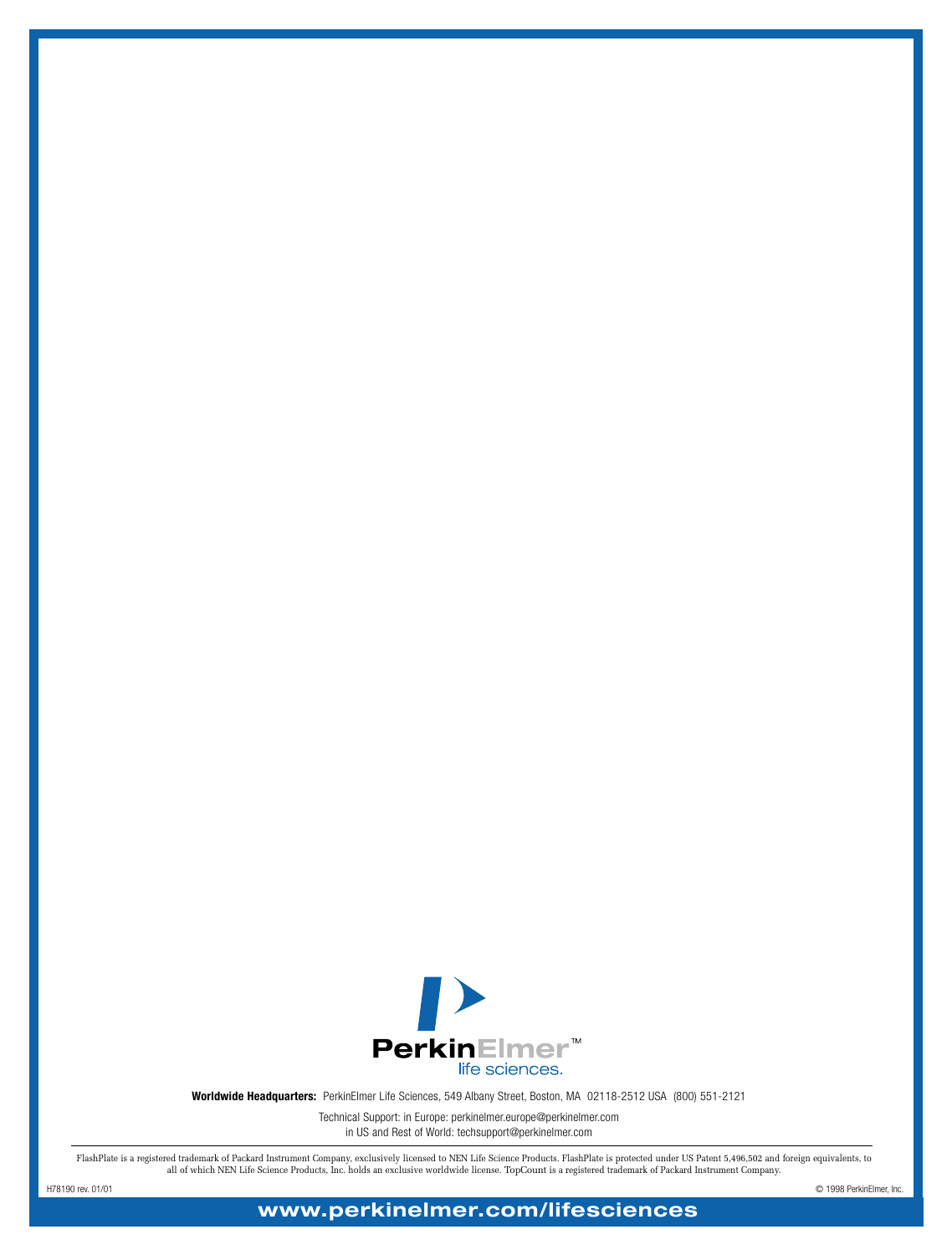PerkinElmer™
life sciences.

**Worldwide Headquarters:** PerkinElmer Life Sciences, 549 Albany Street, Boston, MA 02118-2512 USA (800) 551-2121

Technical Support: in Europe: perkinelmer.europe@perkinelmer.com
in US and Rest of World: techsupport@perkinelmer.com

FlashPlate is a registered trademark of Packard Instrument Company, exclusively licensed to NEN Life Science Products. FlashPlate is protected under US Patent 5,496,502 and foreign equivalents, to all of which NEN Life Science Products, Inc. holds an exclusive worldwide license. TopCount is a registered trademark of Packard Instrument Company.

H78190 rev. 01/01

© 1998 PerkinElmer, Inc.

**www.perkinelmer.com/lifesciences**